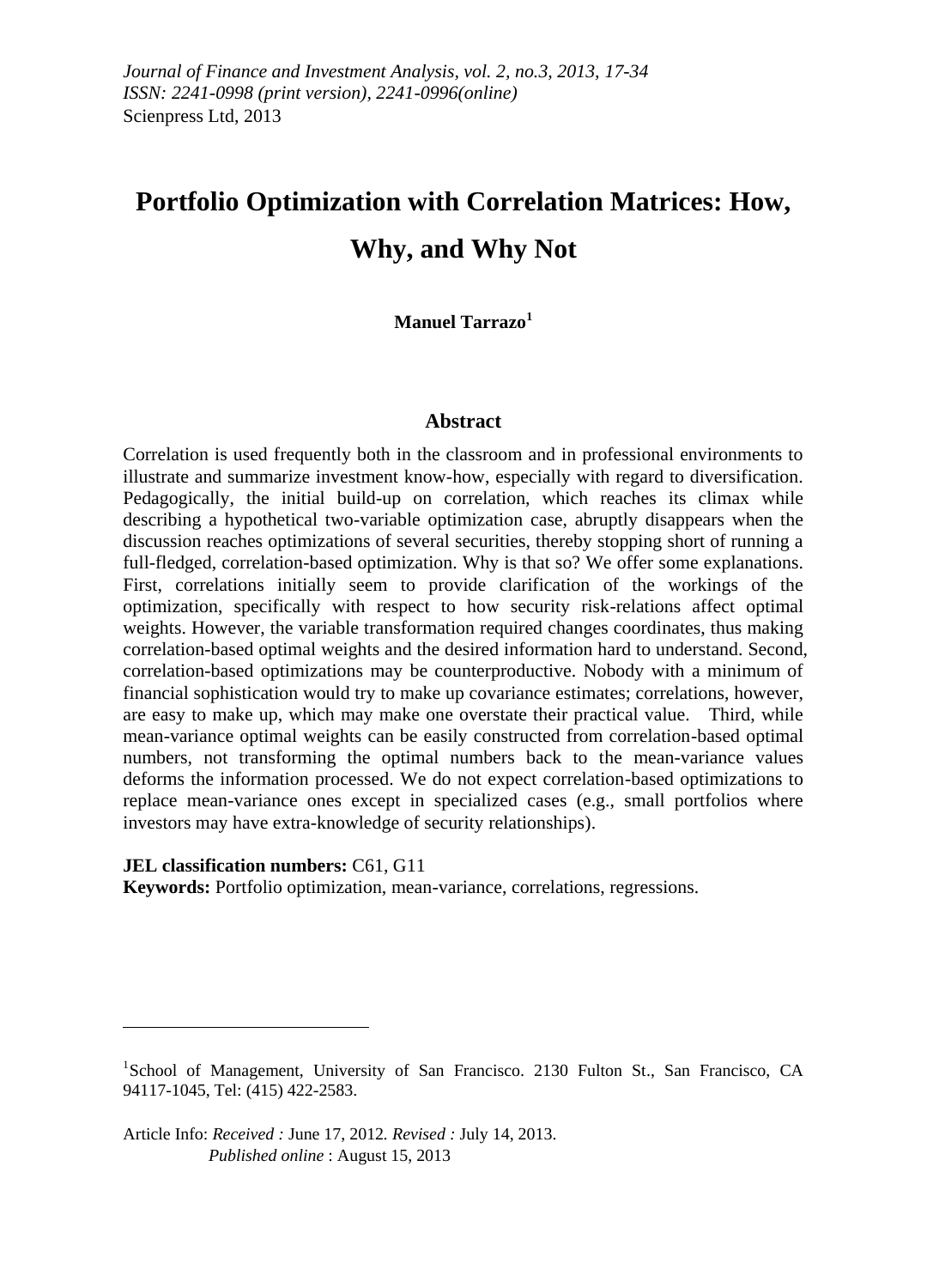*Journal of Finance and Investment Analysis, vol. 2, no.3, 2013, 17-34*
*ISSN: 2241-0998 (print version), 2241-0996(online)*
Scienpress Ltd, 2013

# Portfolio Optimization with Correlation Matrices: How, Why, and Why Not

**Manuel Tarrazo**[1]

## Abstract

Correlation is used frequently both in the classroom and in professional environments to illustrate and summarize investment know-how, especially with regard to diversification. Pedagogically, the initial build-up on correlation, which reaches its climax while describing a hypothetical two-variable optimization case, abruptly disappears when the discussion reaches optimizations of several securities, thereby stopping short of running a full-fledged, correlation-based optimization. Why is that so? We offer some explanations. First, correlations initially seem to provide clarification of the workings of the optimization, specifically with respect to how security risk-relations affect optimal weights. However, the variable transformation required changes coordinates, thus making correlation-based optimal weights and the desired information hard to understand. Second, correlation-based optimizations may be counterproductive. Nobody with a minimum of financial sophistication would try to make up covariance estimates; correlations, however, are easy to make up, which may make one overstate their practical value. Third, while mean-variance optimal weights can be easily constructed from correlation-based optimal numbers, not transforming the optimal numbers back to the mean-variance values deforms the information processed. We do not expect correlation-based optimizations to replace mean-variance ones except in specialized cases (e.g., small portfolios where investors may have extra-knowledge of security relationships).

**JEL classification numbers:** C61, G11
**Keywords:** Portfolio optimization, mean-variance, correlations, regressions.

---

[1]School of Management, University of San Francisco. 2130 Fulton St., San Francisco, CA 94117-1045, Tel: (415) 422-2583.

Article Info: *Received :* June 17, 2012. *Revised :* July 14, 2013.
*Published online* : August 15, 2013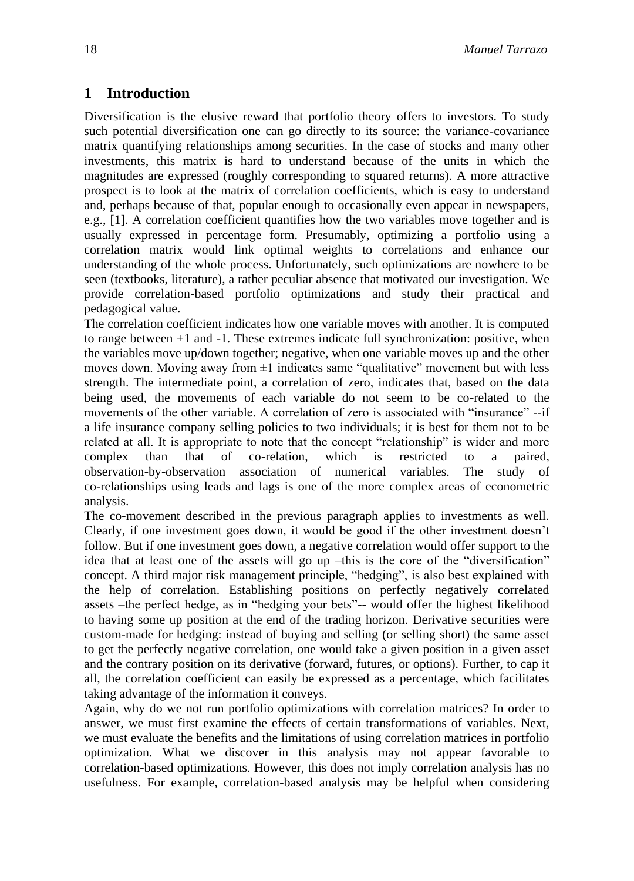# 1 Introduction

Diversification is the elusive reward that portfolio theory offers to investors. To study such potential diversification one can go directly to its source: the variance-covariance matrix quantifying relationships among securities. In the case of stocks and many other investments, this matrix is hard to understand because of the units in which the magnitudes are expressed (roughly corresponding to squared returns). A more attractive prospect is to look at the matrix of correlation coefficients, which is easy to understand and, perhaps because of that, popular enough to occasionally even appear in newspapers, e.g., [1]. A correlation coefficient quantifies how the two variables move together and is usually expressed in percentage form. Presumably, optimizing a portfolio using a correlation matrix would link optimal weights to correlations and enhance our understanding of the whole process. Unfortunately, such optimizations are nowhere to be seen (textbooks, literature), a rather peculiar absence that motivated our investigation. We provide correlation-based portfolio optimizations and study their practical and pedagogical value.

The correlation coefficient indicates how one variable moves with another. It is computed to range between +1 and -1. These extremes indicate full synchronization: positive, when the variables move up/down together; negative, when one variable moves up and the other moves down. Moving away from ±1 indicates same "qualitative" movement but with less strength. The intermediate point, a correlation of zero, indicates that, based on the data being used, the movements of each variable do not seem to be co-related to the movements of the other variable. A correlation of zero is associated with "insurance" --if a life insurance company selling policies to two individuals; it is best for them not to be related at all. It is appropriate to note that the concept "relationship" is wider and more complex than that of co-relation, which is restricted to a paired, observation-by-observation association of numerical variables. The study of co-relationships using leads and lags is one of the more complex areas of econometric analysis.

The co-movement described in the previous paragraph applies to investments as well. Clearly, if one investment goes down, it would be good if the other investment doesn't follow. But if one investment goes down, a negative correlation would offer support to the idea that at least one of the assets will go up –this is the core of the "diversification" concept. A third major risk management principle, "hedging", is also best explained with the help of correlation. Establishing positions on perfectly negatively correlated assets –the perfect hedge, as in "hedging your bets"-- would offer the highest likelihood to having some up position at the end of the trading horizon. Derivative securities were custom-made for hedging: instead of buying and selling (or selling short) the same asset to get the perfectly negative correlation, one would take a given position in a given asset and the contrary position on its derivative (forward, futures, or options). Further, to cap it all, the correlation coefficient can easily be expressed as a percentage, which facilitates taking advantage of the information it conveys.

Again, why do we not run portfolio optimizations with correlation matrices? In order to answer, we must first examine the effects of certain transformations of variables. Next, we must evaluate the benefits and the limitations of using correlation matrices in portfolio optimization. What we discover in this analysis may not appear favorable to correlation-based optimizations. However, this does not imply correlation analysis has no usefulness. For example, correlation-based analysis may be helpful when considering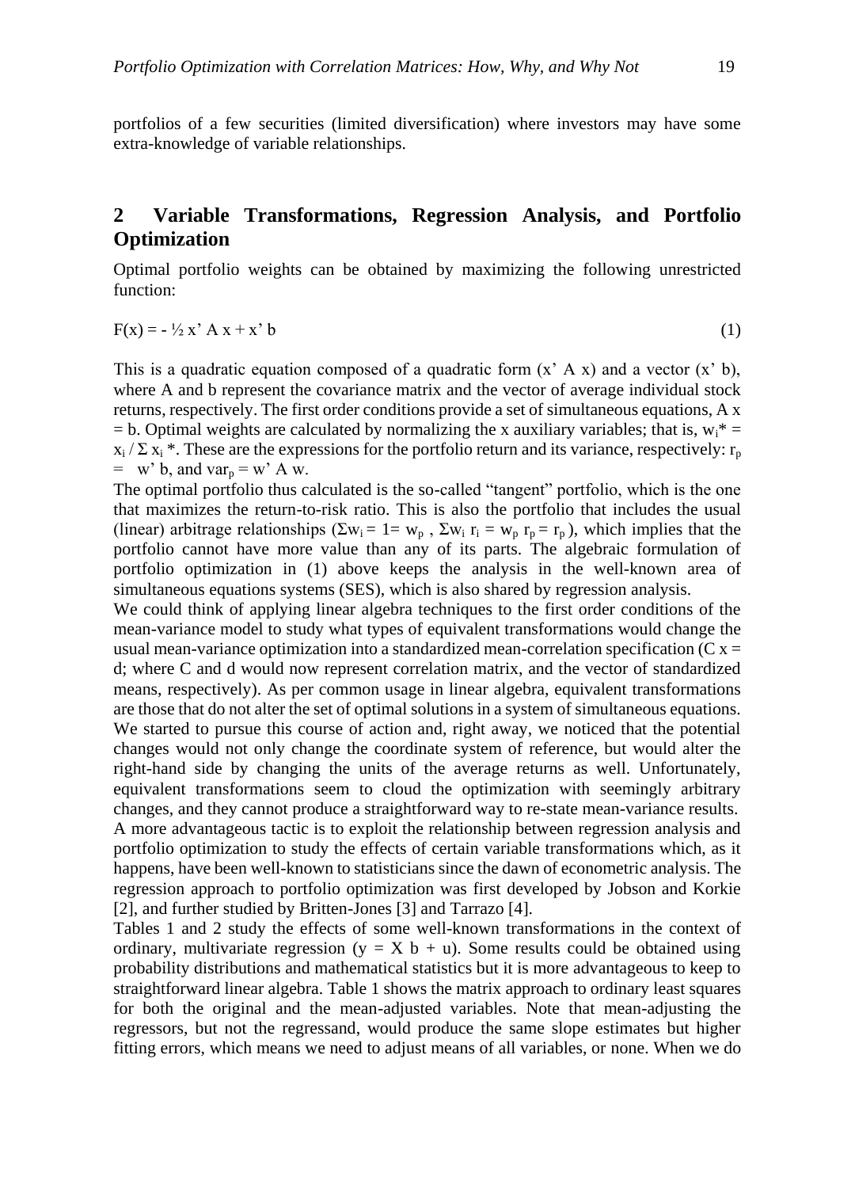portfolios of a few securities (limited diversification) where investors may have some extra-knowledge of variable relationships.

## 2 Variable Transformations, Regression Analysis, and Portfolio Optimization

Optimal portfolio weights can be obtained by maximizing the following unrestricted function:

$$F(x) = - \tfrac{1}{2} x' A x + x' b \tag{1}$$

This is a quadratic equation composed of a quadratic form ($x' A x$) and a vector ($x' b$), where A and b represent the covariance matrix and the vector of average individual stock returns, respectively. The first order conditions provide a set of simultaneous equations, $A x = b$. Optimal weights are calculated by normalizing the x auxiliary variables; that is, $w_i^* = x_i / \Sigma x_i^*$. These are the expressions for the portfolio return and its variance, respectively: $r_p = w' b$, and $var_p = w' A w$.

The optimal portfolio thus calculated is the so-called "tangent" portfolio, which is the one that maximizes the return-to-risk ratio. This is also the portfolio that includes the usual (linear) arbitrage relationships ($\Sigma w_i = 1 = w_p$ , $\Sigma w_i r_i = w_p r_p = r_p$ ), which implies that the portfolio cannot have more value than any of its parts. The algebraic formulation of portfolio optimization in (1) above keeps the analysis in the well-known area of simultaneous equations systems (SES), which is also shared by regression analysis.

We could think of applying linear algebra techniques to the first order conditions of the mean-variance model to study what types of equivalent transformations would change the usual mean-variance optimization into a standardized mean-correlation specification ($C x = d$; where C and d would now represent correlation matrix, and the vector of standardized means, respectively). As per common usage in linear algebra, equivalent transformations are those that do not alter the set of optimal solutions in a system of simultaneous equations. We started to pursue this course of action and, right away, we noticed that the potential changes would not only change the coordinate system of reference, but would alter the right-hand side by changing the units of the average returns as well. Unfortunately, equivalent transformations seem to cloud the optimization with seemingly arbitrary changes, and they cannot produce a straightforward way to re-state mean-variance results.

A more advantageous tactic is to exploit the relationship between regression analysis and portfolio optimization to study the effects of certain variable transformations which, as it happens, have been well-known to statisticians since the dawn of econometric analysis. The regression approach to portfolio optimization was first developed by Jobson and Korkie [2], and further studied by Britten-Jones [3] and Tarrazo [4].

Tables 1 and 2 study the effects of some well-known transformations in the context of ordinary, multivariate regression ($y = X b + u$). Some results could be obtained using probability distributions and mathematical statistics but it is more advantageous to keep to straightforward linear algebra. Table 1 shows the matrix approach to ordinary least squares for both the original and the mean-adjusted variables. Note that mean-adjusting the regressors, but not the regressand, would produce the same slope estimates but higher fitting errors, which means we need to adjust means of all variables, or none. When we do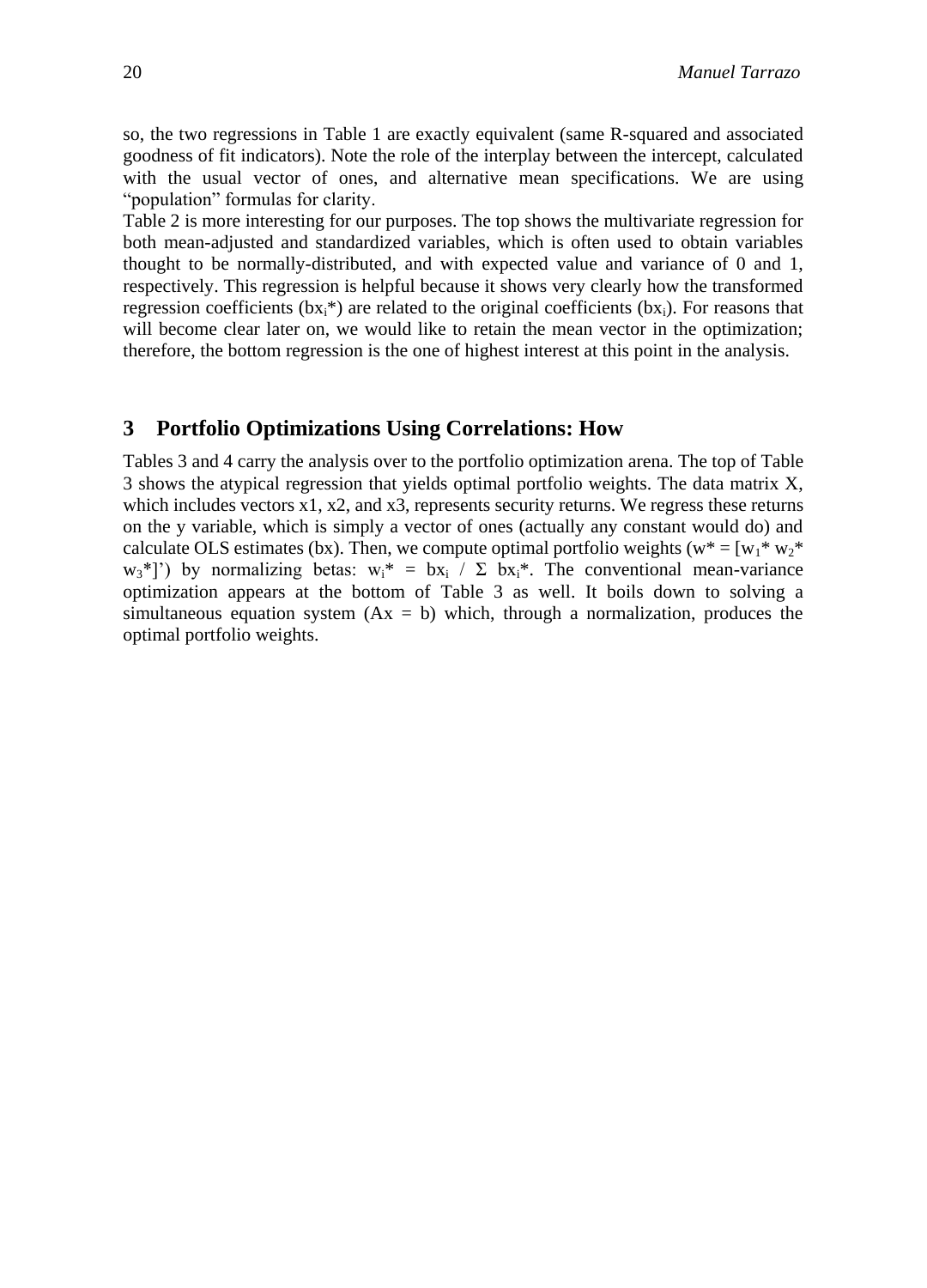so, the two regressions in Table 1 are exactly equivalent (same R-squared and associated goodness of fit indicators). Note the role of the interplay between the intercept, calculated with the usual vector of ones, and alternative mean specifications. We are using "population" formulas for clarity.

Table 2 is more interesting for our purposes. The top shows the multivariate regression for both mean-adjusted and standardized variables, which is often used to obtain variables thought to be normally-distributed, and with expected value and variance of 0 and 1, respectively. This regression is helpful because it shows very clearly how the transformed regression coefficients ($bx_i^*$) are related to the original coefficients ($bx_i$). For reasons that will become clear later on, we would like to retain the mean vector in the optimization; therefore, the bottom regression is the one of highest interest at this point in the analysis.

## 3 Portfolio Optimizations Using Correlations: How

Tables 3 and 4 carry the analysis over to the portfolio optimization arena. The top of Table 3 shows the atypical regression that yields optimal portfolio weights. The data matrix X, which includes vectors x1, x2, and x3, represents security returns. We regress these returns on the y variable, which is simply a vector of ones (actually any constant would do) and calculate OLS estimates (bx). Then, we compute optimal portfolio weights ($w^* = [w_1^*\ w_2^*\ w_3^*]'$) by normalizing betas: $w_i^* = bx_i \ / \ \Sigma\ bx_i^*$. The conventional mean-variance optimization appears at the bottom of Table 3 as well. It boils down to solving a simultaneous equation system ($Ax = b$) which, through a normalization, produces the optimal portfolio weights.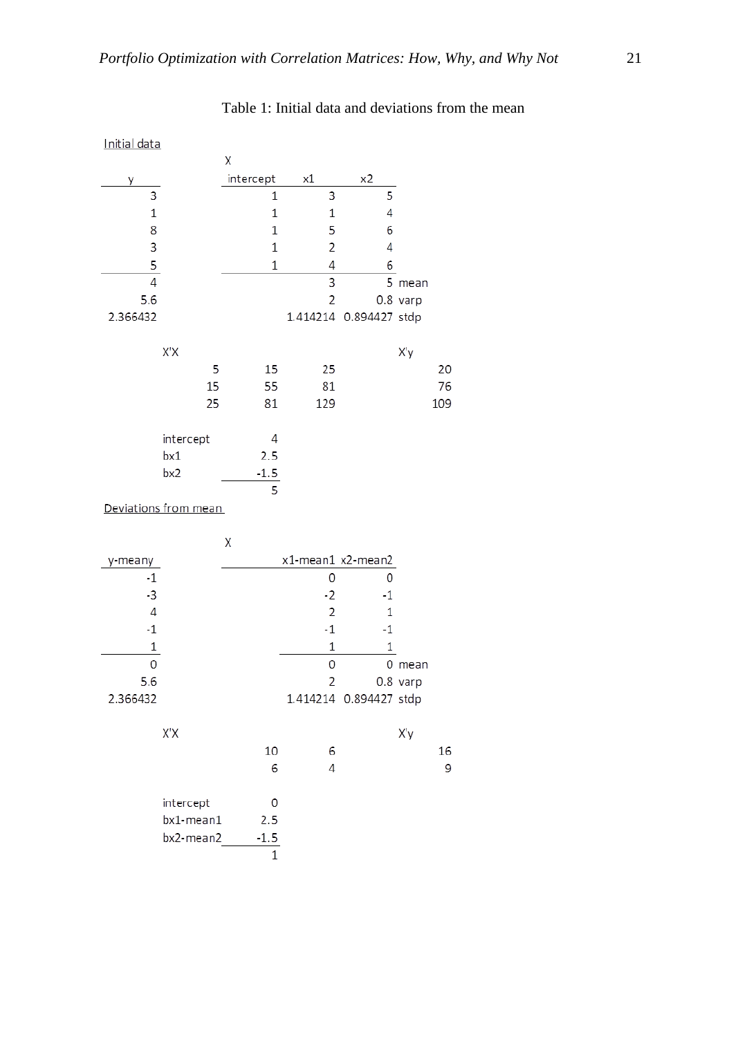Table 1: Initial data and deviations from the mean

Initial data

| y | | X intercept | x1 | x2 | |
|---|---|---|---|---|---|
| 3 | | 1 | 3 | 5 | |
| 1 | | 1 | 1 | 4 | |
| 8 | | 1 | 5 | 6 | |
| 3 | | 1 | 2 | 4 | |
| 5 | | 1 | 4 | 6 | |
| 4 | | | 3 | 5 | mean |
| 5.6 | | | 2 | 0.8 | varp |
| 2.366432 | | | 1.414214 | 0.894427 | stdp |

X'X

| | | |
|---|---|---|
| 5 | 15 | 25 |
| 15 | 55 | 81 |
| 25 | 81 | 129 |

X'y

| |
|---|
| 20 |
| 76 |
| 109 |

| | |
|---|---|
| intercept | 4 |
| bx1 | 2.5 |
| bx2 | -1.5 |
| | 5 |

Deviations from mean

| y-meany | | X | x1-mean1 | x2-mean2 | |
|---|---|---|---|---|---|
| -1 | | | 0 | 0 | |
| -3 | | | -2 | -1 | |
| 4 | | | 2 | 1 | |
| -1 | | | -1 | -1 | |
| 1 | | | 1 | 1 | |
| 0 | | | 0 | 0 | mean |
| 5.6 | | | 2 | 0.8 | varp |
| 2.366432 | | | 1.414214 | 0.894427 | stdp |

X'X

| | |
|---|---|
| 10 | 6 |
| 6 | 4 |

X'y

| |
|---|
| 16 |
| 9 |

| | |
|---|---|
| intercept | 0 |
| bx1-mean1 | 2.5 |
| bx2-mean2 | -1.5 |
| | 1 |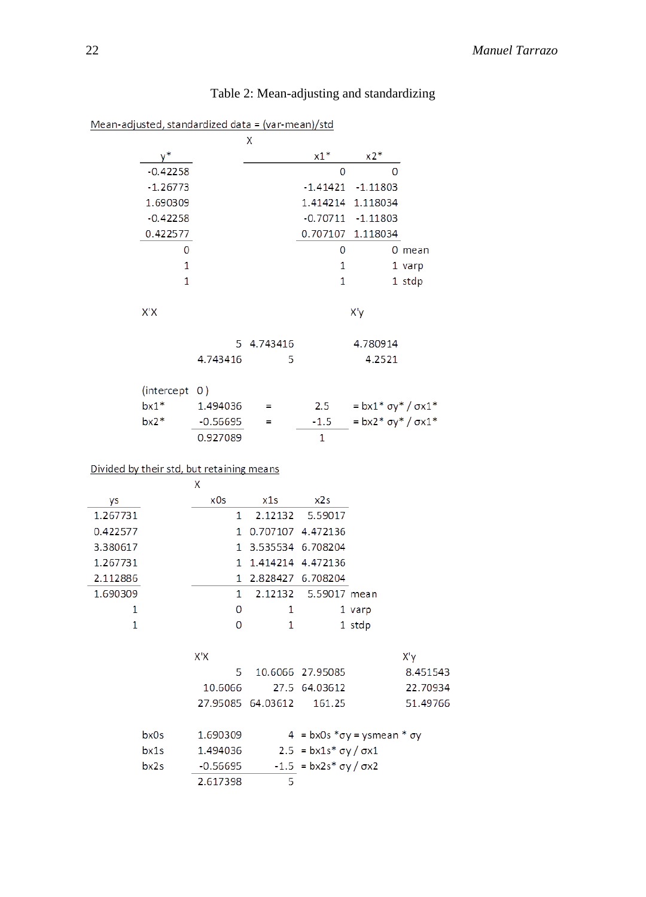Table 2: Mean-adjusting and standardizing

Mean-adjusted, standardized data = (var-mean)/std

| y* | | x1* | x2* | |
|---|---|---|---|---|
| -0.42258 | | 0 | 0 | |
| -1.26773 | | -1.41421 | -1.11803 | |
| 1.690309 | | 1.414214 | 1.118034 | |
| -0.42258 | | -0.70711 | -1.11803 | |
| 0.422577 | | 0.707107 | 1.118034 | |
| 0 | | 0 | 0 | mean |
| 1 | | 1 | 1 | varp |
| 1 | | 1 | 1 | stdp |

X'X

| | |
|---|---|
| 5 | 4.743416 |
| 4.743416 | 5 |

X'y

| |
|---|
| 4.780914 |
| 4.2521 |

(intercept 0 )

| | | | | |
|---|---|---|---|---|
| bx1* | 1.494036 | = | 2.5 | = bx1* σy* / σx1* |
| bx2* | -0.56695 | = | -1.5 | = bx2* σy* / σx1* |
| | 0.927089 | | 1 | |

Divided by their std, but retaining means

| ys | x0s | x1s | x2s | |
|---|---|---|---|---|
| 1.267731 | 1 | 2.12132 | 5.59017 | |
| 0.422577 | 1 | 0.707107 | 4.472136 | |
| 3.380617 | 1 | 3.535534 | 6.708204 | |
| 1.267731 | 1 | 1.414214 | 4.472136 | |
| 2.112886 | 1 | 2.828427 | 6.708204 | |
| 1.690309 | 1 | 2.12132 | 5.59017 | mean |
| 1 | 0 | 1 | 1 | varp |
| 1 | 0 | 1 | 1 | stdp |

X'X

| | | |
|---|---|---|
| 5 | 10.6066 | 27.95085 |
| 10.6066 | 27.5 | 64.03612 |
| 27.95085 | 64.03612 | 161.25 |

X'y

| |
|---|
| 8.451543 |
| 22.70934 |
| 51.49766 |

| | | | |
|---|---|---|---|
| bx0s | 1.690309 | 4 | = bx0s *σy = ysmean * σy |
| bx1s | 1.494036 | 2.5 | = bx1s* σy / σx1 |
| bx2s | -0.56695 | -1.5 | = bx2s* σy / σx2 |
| | 2.617398 | 5 | |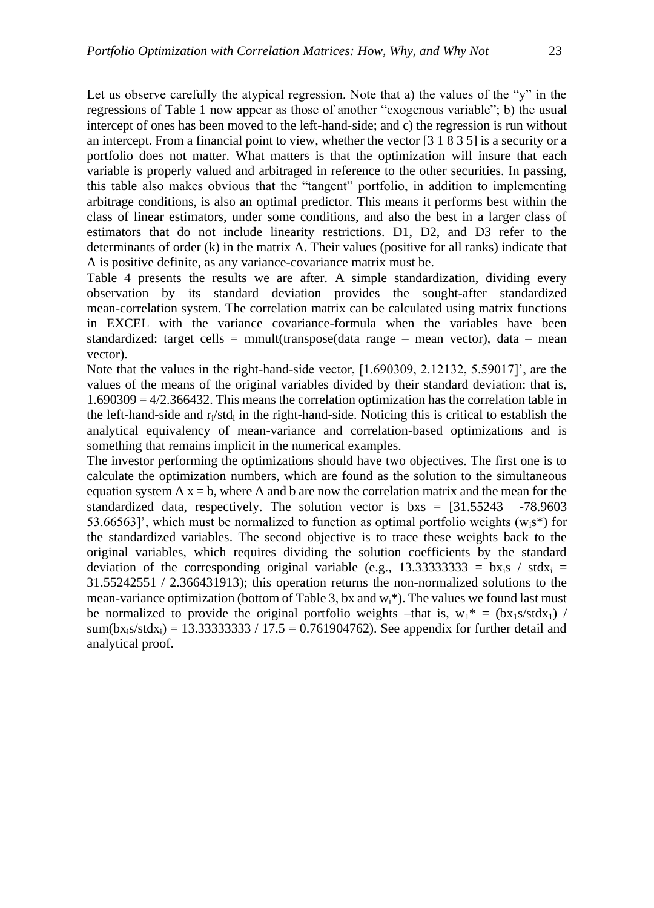Let us observe carefully the atypical regression. Note that a) the values of the "y" in the regressions of Table 1 now appear as those of another "exogenous variable"; b) the usual intercept of ones has been moved to the left-hand-side; and c) the regression is run without an intercept. From a financial point to view, whether the vector [3 1 8 3 5] is a security or a portfolio does not matter. What matters is that the optimization will insure that each variable is properly valued and arbitraged in reference to the other securities. In passing, this table also makes obvious that the "tangent" portfolio, in addition to implementing arbitrage conditions, is also an optimal predictor. This means it performs best within the class of linear estimators, under some conditions, and also the best in a larger class of estimators that do not include linearity restrictions. D1, D2, and D3 refer to the determinants of order (k) in the matrix A. Their values (positive for all ranks) indicate that A is positive definite, as any variance-covariance matrix must be.

Table 4 presents the results we are after. A simple standardization, dividing every observation by its standard deviation provides the sought-after standardized mean-correlation system. The correlation matrix can be calculated using matrix functions in EXCEL with the variance covariance-formula when the variables have been standardized: target cells = mmult(transpose(data range – mean vector), data – mean vector).

Note that the values in the right-hand-side vector, [1.690309, 2.12132, 5.59017]', are the values of the means of the original variables divided by their standard deviation: that is, $1.690309 = 4/2.366432$. This means the correlation optimization has the correlation table in the left-hand-side and $r_i/std_i$ in the right-hand-side. Noticing this is critical to establish the analytical equivalency of mean-variance and correlation-based optimizations and is something that remains implicit in the numerical examples.

The investor performing the optimizations should have two objectives. The first one is to calculate the optimization numbers, which are found as the solution to the simultaneous equation system $A\,x = b$, where A and b are now the correlation matrix and the mean for the standardized data, respectively. The solution vector is bxs = [31.55243 -78.9603 53.66563]', which must be normalized to function as optimal portfolio weights ($w_is^*$) for the standardized variables. The second objective is to trace these weights back to the original variables, which requires dividing the solution coefficients by the standard deviation of the corresponding original variable (e.g., $13.33333333 = bx_is\ /\ stdx_i = 31.55242551\ /\ 2.366431913$); this operation returns the non-normalized solutions to the mean-variance optimization (bottom of Table 3, bx and $w_i^*$). The values we found last must be normalized to provide the original portfolio weights –that is, $w_1^* = (bx_1s/stdx_1)\ /\ \text{sum}(bx_is/stdx_i) = 13.33333333\ /\ 17.5 = 0.761904762$). See appendix for further detail and analytical proof.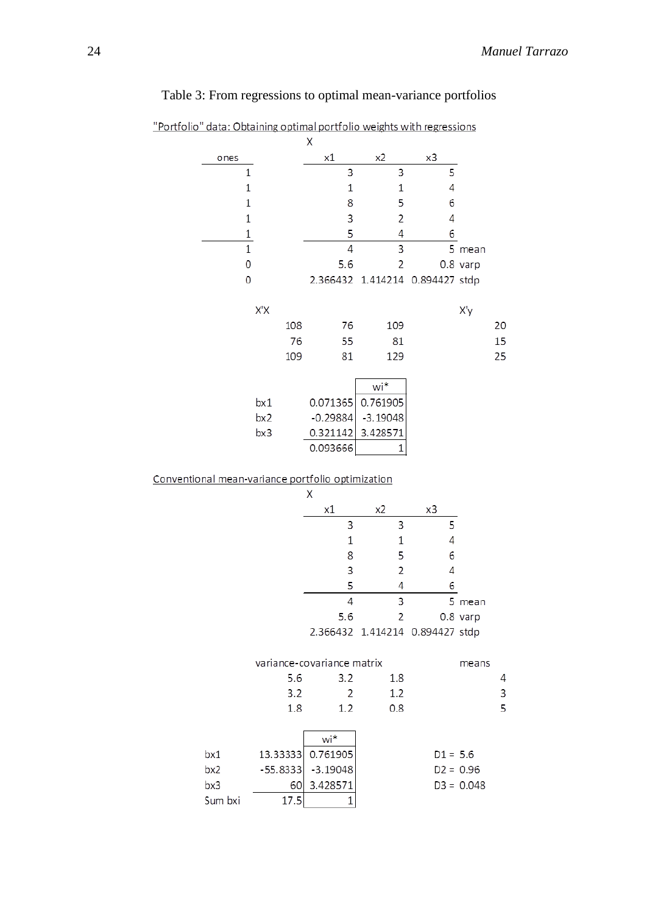Table 3: From regressions to optimal mean-variance portfolios

"Portfolio" data: Obtaining optimal portfolio weights with regressions

| ones | x1 | x2 | x3 | |
|---|---|---|---|---|
| 1 | 3 | 3 | 5 | |
| 1 | 1 | 1 | 4 | |
| 1 | 8 | 5 | 6 | |
| 1 | 3 | 2 | 4 | |
| 1 | 5 | 4 | 6 | |
| 1 | 4 | 3 | 5 | mean |
| 0 | 5.6 | 2 | 0.8 | varp |
| 0 | 2.366432 | 1.414214 | 0.894427 | stdp |

| X'X | | | X'y |
|---|---|---|---|
| 108 | 76 | 109 | 20 |
| 76 | 55 | 81 | 15 |
| 109 | 81 | 129 | 25 |

| | | wi* |
|---|---|---|
| bx1 | 0.071365 | 0.761905 |
| bx2 | -0.29884 | -3.19048 |
| bx3 | 0.321142 | 3.428571 |
| | 0.093666 | 1 |

Conventional mean-variance portfolio optimization

| x1 | x2 | x3 | |
|---|---|---|---|
| 3 | 3 | 5 | |
| 1 | 1 | 4 | |
| 8 | 5 | 6 | |
| 3 | 2 | 4 | |
| 5 | 4 | 6 | |
| 4 | 3 | 5 | mean |
| 5.6 | 2 | 0.8 | varp |
| 2.366432 | 1.414214 | 0.894427 | stdp |

| variance-covariance matrix | | | means |
|---|---|---|---|
| 5.6 | 3.2 | 1.8 | 4 |
| 3.2 | 2 | 1.2 | 3 |
| 1.8 | 1.2 | 0.8 | 5 |

| | | wi* | |
|---|---|---|---|
| bx1 | 13.33333 | 0.761905 | D1 = 5.6 |
| bx2 | -55.8333 | -3.19048 | D2 = 0.96 |
| bx3 | 60 | 3.428571 | D3 = 0.048 |
| Sum bxi | 17.5 | 1 | |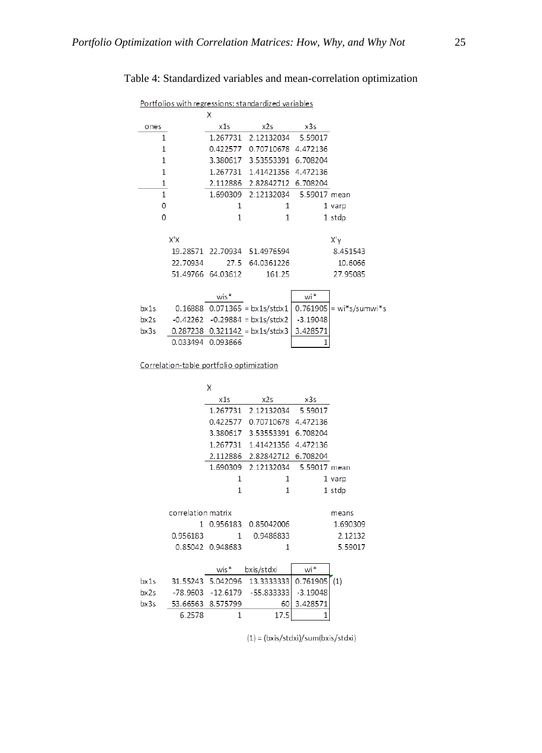Table 4: Standardized variables and mean-correlation optimization

Portfolios with regressions: standardized variables

| ones | | x1s | x2s | x3s | |
|---|---|---|---|---|---|
| 1 | | 1.267731 | 2.12132034 | 5.59017 | |
| 1 | | 0.422577 | 0.70710678 | 4.472136 | |
| 1 | | 3.380617 | 3.53553391 | 6.708204 | |
| 1 | | 1.267731 | 1.41421356 | 4.472136 | |
| 1 | | 2.112886 | 2.82842712 | 6.708204 | |
| 1 | | 1.690309 | 2.12132034 | 5.59017 | mean |
| 0 | | 1 | 1 | 1 | varp |
| 0 | | 1 | 1 | 1 | stdp |

| X'X | | | | X'y |
|---|---|---|---|---|
| 19.28571 | 22.70934 | 51.4976594 | | 8.451543 |
| 22.70934 | 27.5 | 64.0361226 | | 10.6066 |
| 51.49766 | 64.03612 | 161.25 | | 27.95085 |

| | | wis* | | wi* | |
|---|---|---|---|---|---|
| bx1s | 0.16888 | 0.071365 | = bx1s/stdx1 | 0.761905 | = wi*s/sumwi*s |
| bx2s | -0.42262 | -0.29884 | = bx1s/stdx2 | -3.19048 | |
| bx3s | 0.287238 | 0.321142 | = bx1s/stdx3 | 3.428571 | |
| | 0.033494 | 0.093666 | | 1 | |

Correlation-table portfolio optimization

| x1s | x2s | x3s | |
|---|---|---|---|
| 1.267731 | 2.12132034 | 5.59017 | |
| 0.422577 | 0.70710678 | 4.472136 | |
| 3.380617 | 3.53553391 | 6.708204 | |
| 1.267731 | 1.41421356 | 4.472136 | |
| 2.112886 | 2.82842712 | 6.708204 | |
| 1.690309 | 2.12132034 | 5.59017 | mean |
| 1 | 1 | 1 | varp |
| 1 | 1 | 1 | stdp |

| correlation matrix | | | | means |
|---|---|---|---|---|
| 1 | 0.956183 | 0.85042006 | | 1.690309 |
| 0.956183 | 1 | 0.9486833 | | 2.12132 |
| 0.85042 | 0.948683 | 1 | | 5.59017 |

| | | wis* | bxis/stdxi | wi* | |
|---|---|---|---|---|---|
| bx1s | 31.55243 | 5.042096 | 13.3333333 | 0.761905 | (1) |
| bx2s | -78.9603 | -12.6179 | -55.833333 | -3.19048 | |
| bx3s | 53.66563 | 8.575799 | 60 | 3.428571 | |
| | 6.2578 | 1 | 17.5 | 1 | |

(1) = (bxis/stdxi)/sum(bxis/stdxi)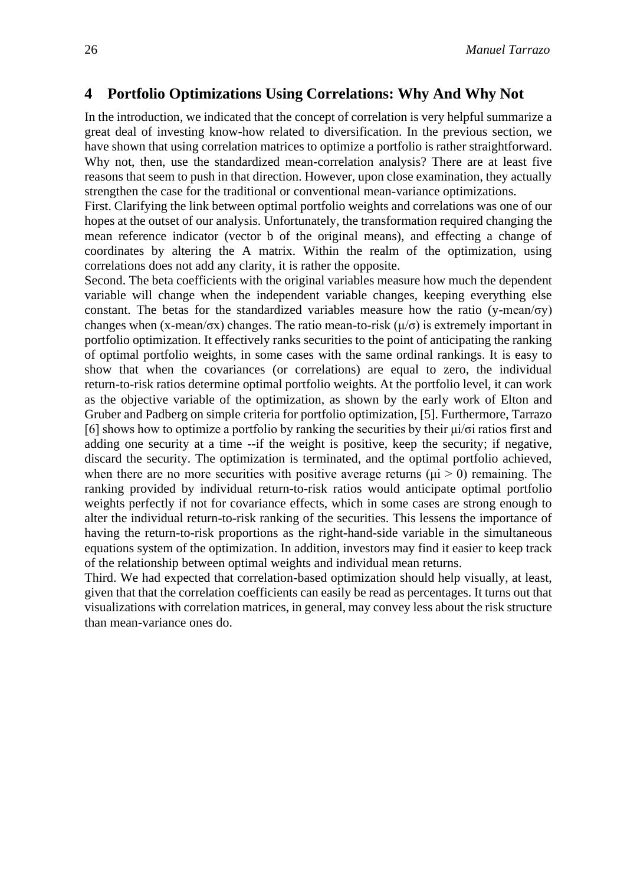## 4 Portfolio Optimizations Using Correlations: Why And Why Not

In the introduction, we indicated that the concept of correlation is very helpful summarize a great deal of investing know-how related to diversification. In the previous section, we have shown that using correlation matrices to optimize a portfolio is rather straightforward. Why not, then, use the standardized mean-correlation analysis? There are at least five reasons that seem to push in that direction. However, upon close examination, they actually strengthen the case for the traditional or conventional mean-variance optimizations.

First. Clarifying the link between optimal portfolio weights and correlations was one of our hopes at the outset of our analysis. Unfortunately, the transformation required changing the mean reference indicator (vector b of the original means), and effecting a change of coordinates by altering the A matrix. Within the realm of the optimization, using correlations does not add any clarity, it is rather the opposite.

Second. The beta coefficients with the original variables measure how much the dependent variable will change when the independent variable changes, keeping everything else constant. The betas for the standardized variables measure how the ratio (y-mean/$\sigma y$) changes when (x-mean/$\sigma x$) changes. The ratio mean-to-risk ($\mu/\sigma$) is extremely important in portfolio optimization. It effectively ranks securities to the point of anticipating the ranking of optimal portfolio weights, in some cases with the same ordinal rankings. It is easy to show that when the covariances (or correlations) are equal to zero, the individual return-to-risk ratios determine optimal portfolio weights. At the portfolio level, it can work as the objective variable of the optimization, as shown by the early work of Elton and Gruber and Padberg on simple criteria for portfolio optimization, [5]. Furthermore, Tarrazo [6] shows how to optimize a portfolio by ranking the securities by their $\mu i/\sigma i$ ratios first and adding one security at a time --if the weight is positive, keep the security; if negative, discard the security. The optimization is terminated, and the optimal portfolio achieved, when there are no more securities with positive average returns ($\mu i > 0$) remaining. The ranking provided by individual return-to-risk ratios would anticipate optimal portfolio weights perfectly if not for covariance effects, which in some cases are strong enough to alter the individual return-to-risk ranking of the securities. This lessens the importance of having the return-to-risk proportions as the right-hand-side variable in the simultaneous equations system of the optimization. In addition, investors may find it easier to keep track of the relationship between optimal weights and individual mean returns.

Third. We had expected that correlation-based optimization should help visually, at least, given that that the correlation coefficients can easily be read as percentages. It turns out that visualizations with correlation matrices, in general, may convey less about the risk structure than mean-variance ones do.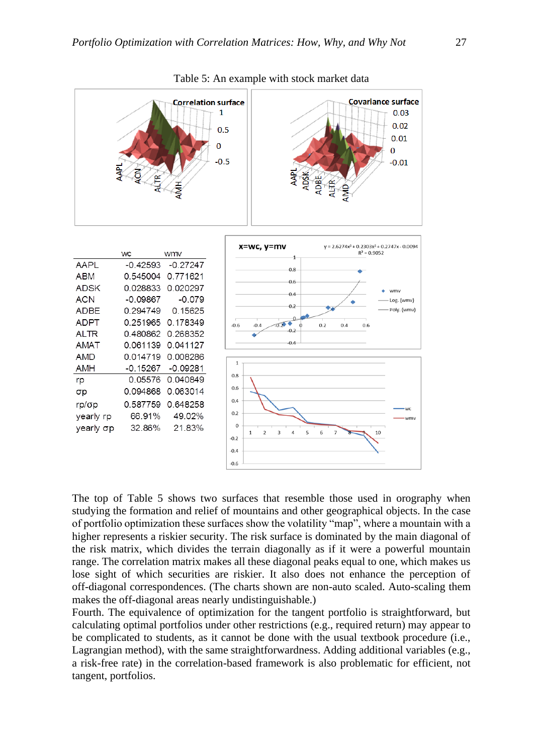Table 5: An example with stock market data

|  | wc | wmv |
|---|---|---|
| AAPL | -0.42593 | -0.27247 |
| ABM | 0.545004 | 0.771621 |
| ADSK | 0.028833 | 0.020297 |
| ACN | -0.09867 | -0.079 |
| ADBE | 0.294749 | 0.15625 |
| ADPT | 0.251965 | 0.178349 |
| ALTR | 0.480862 | 0.268352 |
| AMAT | 0.061139 | 0.041127 |
| AMD | 0.014719 | 0.008286 |
| AMH | -0.15267 | -0.09281 |
| rp | 0.05576 | 0.040849 |
| σp | 0.094868 | 0.063014 |
| rp/σp | 0.587759 | 0.648258 |
| yearly rp | 66.91% | 49.02% |
| yearly σp | 32.86% | 21.83% |

The top of Table 5 shows two surfaces that resemble those used in orography when studying the formation and relief of mountains and other geographical objects. In the case of portfolio optimization these surfaces show the volatility "map", where a mountain with a higher represents a riskier security. The risk surface is dominated by the main diagonal of the risk matrix, which divides the terrain diagonally as if it were a powerful mountain range. The correlation matrix makes all these diagonal peaks equal to one, which makes us lose sight of which securities are riskier. It also does not enhance the perception of off-diagonal correspondences. (The charts shown are non-auto scaled. Auto-scaling them makes the off-diagonal areas nearly undistinguishable.)

Fourth. The equivalence of optimization for the tangent portfolio is straightforward, but calculating optimal portfolios under other restrictions (e.g., required return) may appear to be complicated to students, as it cannot be done with the usual textbook procedure (i.e., Lagrangian method), with the same straightforwardness. Adding additional variables (e.g., a risk-free rate) in the correlation-based framework is also problematic for efficient, not tangent, portfolios.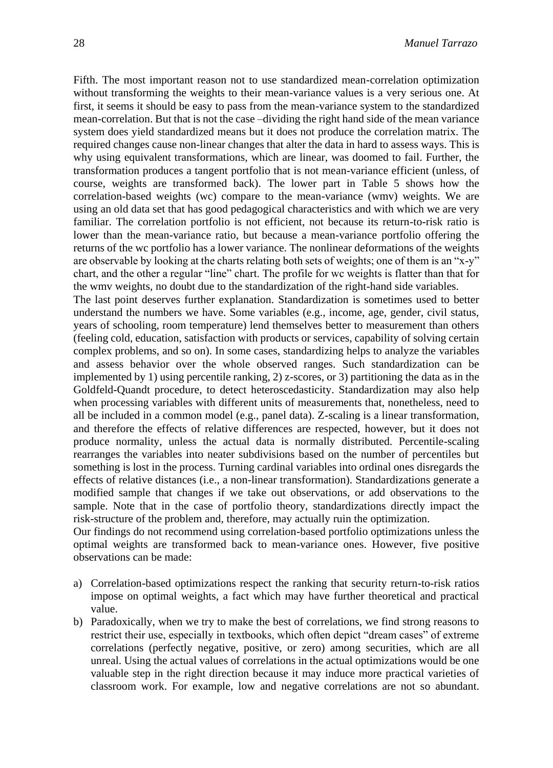Fifth. The most important reason not to use standardized mean-correlation optimization without transforming the weights to their mean-variance values is a very serious one. At first, it seems it should be easy to pass from the mean-variance system to the standardized mean-correlation. But that is not the case –dividing the right hand side of the mean variance system does yield standardized means but it does not produce the correlation matrix. The required changes cause non-linear changes that alter the data in hard to assess ways. This is why using equivalent transformations, which are linear, was doomed to fail. Further, the transformation produces a tangent portfolio that is not mean-variance efficient (unless, of course, weights are transformed back). The lower part in Table 5 shows how the correlation-based weights (wc) compare to the mean-variance (wmv) weights. We are using an old data set that has good pedagogical characteristics and with which we are very familiar. The correlation portfolio is not efficient, not because its return-to-risk ratio is lower than the mean-variance ratio, but because a mean-variance portfolio offering the returns of the wc portfolio has a lower variance. The nonlinear deformations of the weights are observable by looking at the charts relating both sets of weights; one of them is an "x-y" chart, and the other a regular "line" chart. The profile for wc weights is flatter than that for the wmv weights, no doubt due to the standardization of the right-hand side variables.

The last point deserves further explanation. Standardization is sometimes used to better understand the numbers we have. Some variables (e.g., income, age, gender, civil status, years of schooling, room temperature) lend themselves better to measurement than others (feeling cold, education, satisfaction with products or services, capability of solving certain complex problems, and so on). In some cases, standardizing helps to analyze the variables and assess behavior over the whole observed ranges. Such standardization can be implemented by 1) using percentile ranking, 2) z-scores, or 3) partitioning the data as in the Goldfeld-Quandt procedure, to detect heteroscedasticity. Standardization may also help when processing variables with different units of measurements that, nonetheless, need to all be included in a common model (e.g., panel data). Z-scaling is a linear transformation, and therefore the effects of relative differences are respected, however, but it does not produce normality, unless the actual data is normally distributed. Percentile-scaling rearranges the variables into neater subdivisions based on the number of percentiles but something is lost in the process. Turning cardinal variables into ordinal ones disregards the effects of relative distances (i.e., a non-linear transformation). Standardizations generate a modified sample that changes if we take out observations, or add observations to the sample. Note that in the case of portfolio theory, standardizations directly impact the risk-structure of the problem and, therefore, may actually ruin the optimization.

Our findings do not recommend using correlation-based portfolio optimizations unless the optimal weights are transformed back to mean-variance ones. However, five positive observations can be made:

a) Correlation-based optimizations respect the ranking that security return-to-risk ratios impose on optimal weights, a fact which may have further theoretical and practical value.
b) Paradoxically, when we try to make the best of correlations, we find strong reasons to restrict their use, especially in textbooks, which often depict "dream cases" of extreme correlations (perfectly negative, positive, or zero) among securities, which are all unreal. Using the actual values of correlations in the actual optimizations would be one valuable step in the right direction because it may induce more practical varieties of classroom work. For example, low and negative correlations are not so abundant.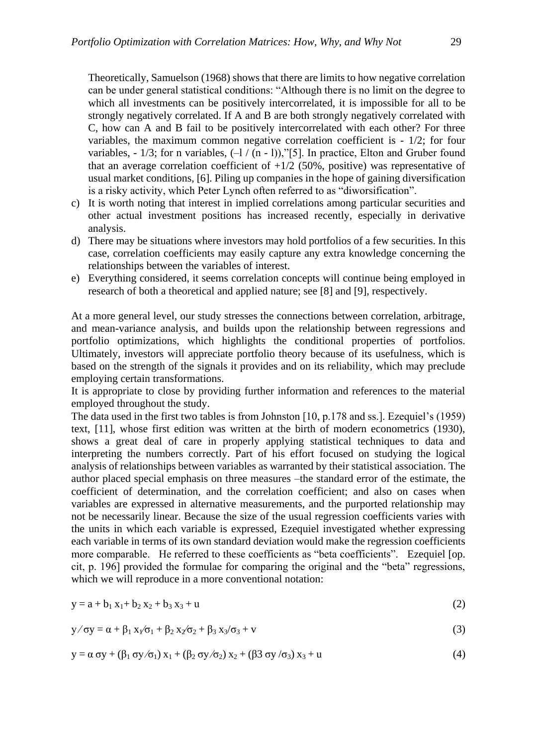Theoretically, Samuelson (1968) shows that there are limits to how negative correlation can be under general statistical conditions: "Although there is no limit on the degree to which all investments can be positively intercorrelated, it is impossible for all to be strongly negatively correlated. If A and B are both strongly negatively correlated with C, how can A and B fail to be positively intercorrelated with each other? For three variables, the maximum common negative correlation coefficient is - 1/2; for four variables, - 1/3; for n variables, (–l / (n - l))," [5]. In practice, Elton and Gruber found that an average correlation coefficient of +1/2 (50%, positive) was representative of usual market conditions, [6]. Piling up companies in the hope of gaining diversification is a risky activity, which Peter Lynch often referred to as "diworsification".

c) It is worth noting that interest in implied correlations among particular securities and other actual investment positions has increased recently, especially in derivative analysis.
d) There may be situations where investors may hold portfolios of a few securities. In this case, correlation coefficients may easily capture any extra knowledge concerning the relationships between the variables of interest.
e) Everything considered, it seems correlation concepts will continue being employed in research of both a theoretical and applied nature; see [8] and [9], respectively.

At a more general level, our study stresses the connections between correlation, arbitrage, and mean-variance analysis, and builds upon the relationship between regressions and portfolio optimizations, which highlights the conditional properties of portfolios. Ultimately, investors will appreciate portfolio theory because of its usefulness, which is based on the strength of the signals it provides and on its reliability, which may preclude employing certain transformations.

It is appropriate to close by providing further information and references to the material employed throughout the study.

The data used in the first two tables is from Johnston [10, p.178 and ss.]. Ezequiel's (1959) text, [11], whose first edition was written at the birth of modern econometrics (1930), shows a great deal of care in properly applying statistical techniques to data and interpreting the numbers correctly. Part of his effort focused on studying the logical analysis of relationships between variables as warranted by their statistical association. The author placed special emphasis on three measures –the standard error of the estimate, the coefficient of determination, and the correlation coefficient; and also on cases when variables are expressed in alternative measurements, and the purported relationship may not be necessarily linear. Because the size of the usual regression coefficients varies with the units in which each variable is expressed, Ezequiel investigated whether expressing each variable in terms of its own standard deviation would make the regression coefficients more comparable. He referred to these coefficients as "beta coefficients". Ezequiel [op. cit, p. 196] provided the formulae for comparing the original and the "beta" regressions, which we will reproduce in a more conventional notation:

$$y = a + b_1 x_1 + b_2 x_2 + b_3 x_3 + u \tag{2}$$

$$y / \sigma y = \alpha + \beta_1 x_1/\sigma_1 + \beta_2 x_2/\sigma_2 + \beta_3 x_3/\sigma_3 + v \tag{3}$$

$$y = \alpha \sigma y + (\beta_1 \sigma y/\sigma_1) x_1 + (\beta_2 \sigma y/\sigma_2) x_2 + (\beta 3 \sigma y/\sigma_3) x_3 + u \tag{4}$$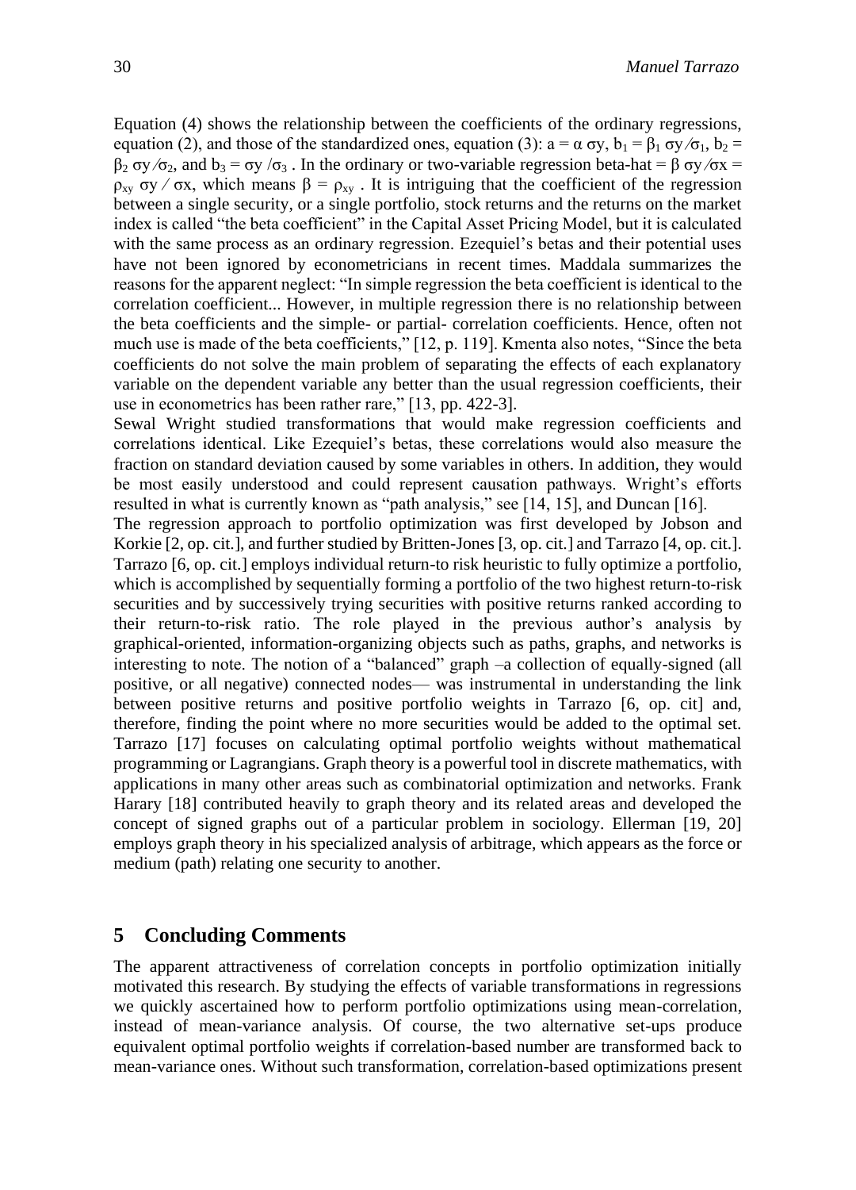Equation (4) shows the relationship between the coefficients of the ordinary regressions, equation (2), and those of the standardized ones, equation (3): $a = \alpha\ \sigma y$, $b_1 = \beta_1\ \sigma y \mathbin{/} \sigma_1$, $b_2 = \beta_2\ \sigma y \mathbin{/} \sigma_2$, and $b_3 = \sigma y\ /\sigma_3$ . In the ordinary or two-variable regression beta-hat = $\beta\ \sigma y \mathbin{/} \sigma x = \rho_{xy}\ \sigma y \mathbin{/} \sigma x$, which means $\beta = \rho_{xy}$ . It is intriguing that the coefficient of the regression between a single security, or a single portfolio, stock returns and the returns on the market index is called "the beta coefficient" in the Capital Asset Pricing Model, but it is calculated with the same process as an ordinary regression. Ezequiel's betas and their potential uses have not been ignored by econometricians in recent times. Maddala summarizes the reasons for the apparent neglect: "In simple regression the beta coefficient is identical to the correlation coefficient... However, in multiple regression there is no relationship between the beta coefficients and the simple- or partial- correlation coefficients. Hence, often not much use is made of the beta coefficients," [12, p. 119]. Kmenta also notes, "Since the beta coefficients do not solve the main problem of separating the effects of each explanatory variable on the dependent variable any better than the usual regression coefficients, their use in econometrics has been rather rare," [13, pp. 422-3].

Sewal Wright studied transformations that would make regression coefficients and correlations identical. Like Ezequiel's betas, these correlations would also measure the fraction on standard deviation caused by some variables in others. In addition, they would be most easily understood and could represent causation pathways. Wright's efforts resulted in what is currently known as "path analysis," see [14, 15], and Duncan [16].

The regression approach to portfolio optimization was first developed by Jobson and Korkie [2, op. cit.], and further studied by Britten-Jones [3, op. cit.] and Tarrazo [4, op. cit.]. Tarrazo [6, op. cit.] employs individual return-to risk heuristic to fully optimize a portfolio, which is accomplished by sequentially forming a portfolio of the two highest return-to-risk securities and by successively trying securities with positive returns ranked according to their return-to-risk ratio. The role played in the previous author's analysis by graphical-oriented, information-organizing objects such as paths, graphs, and networks is interesting to note. The notion of a "balanced" graph –a collection of equally-signed (all positive, or all negative) connected nodes— was instrumental in understanding the link between positive returns and positive portfolio weights in Tarrazo [6, op. cit] and, therefore, finding the point where no more securities would be added to the optimal set. Tarrazo [17] focuses on calculating optimal portfolio weights without mathematical programming or Lagrangians. Graph theory is a powerful tool in discrete mathematics, with applications in many other areas such as combinatorial optimization and networks. Frank Harary [18] contributed heavily to graph theory and its related areas and developed the concept of signed graphs out of a particular problem in sociology. Ellerman [19, 20] employs graph theory in his specialized analysis of arbitrage, which appears as the force or medium (path) relating one security to another.

## 5 Concluding Comments

The apparent attractiveness of correlation concepts in portfolio optimization initially motivated this research. By studying the effects of variable transformations in regressions we quickly ascertained how to perform portfolio optimizations using mean-correlation, instead of mean-variance analysis. Of course, the two alternative set-ups produce equivalent optimal portfolio weights if correlation-based number are transformed back to mean-variance ones. Without such transformation, correlation-based optimizations present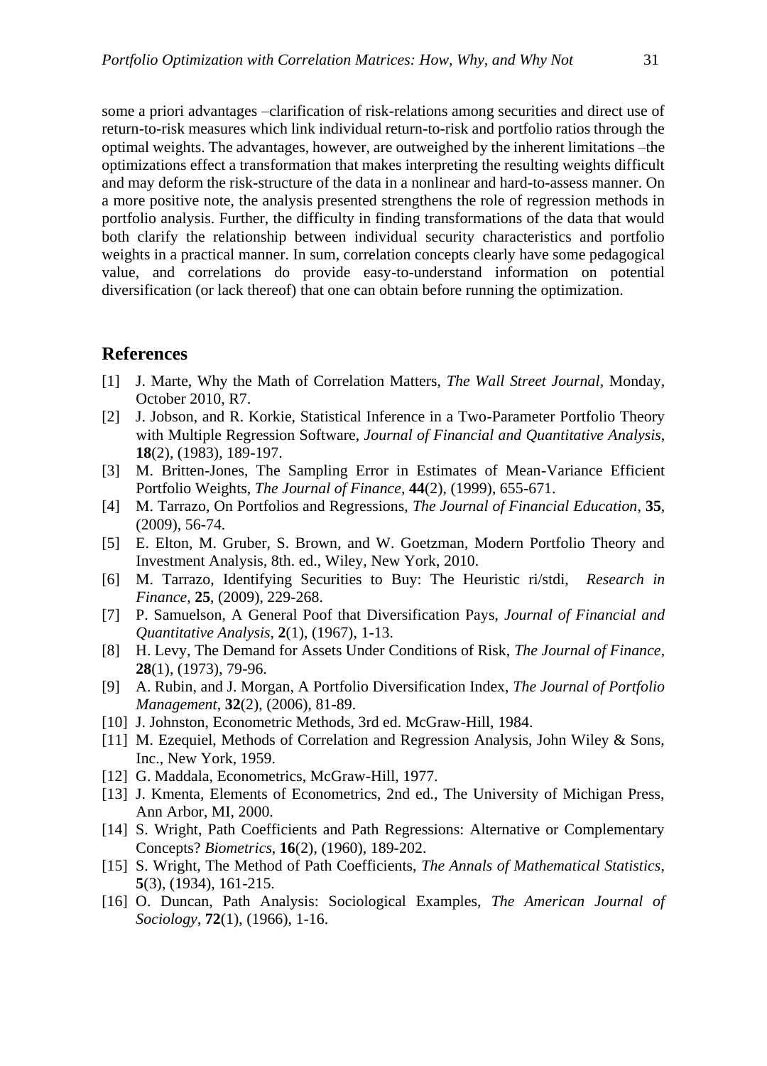some a priori advantages –clarification of risk-relations among securities and direct use of return-to-risk measures which link individual return-to-risk and portfolio ratios through the optimal weights. The advantages, however, are outweighed by the inherent limitations –the optimizations effect a transformation that makes interpreting the resulting weights difficult and may deform the risk-structure of the data in a nonlinear and hard-to-assess manner. On a more positive note, the analysis presented strengthens the role of regression methods in portfolio analysis. Further, the difficulty in finding transformations of the data that would both clarify the relationship between individual security characteristics and portfolio weights in a practical manner. In sum, correlation concepts clearly have some pedagogical value, and correlations do provide easy-to-understand information on potential diversification (or lack thereof) that one can obtain before running the optimization.

## References

[1] J. Marte, Why the Math of Correlation Matters, *The Wall Street Journal*, Monday, October 2010, R7.

[2] J. Jobson, and R. Korkie, Statistical Inference in a Two-Parameter Portfolio Theory with Multiple Regression Software, *Journal of Financial and Quantitative Analysis*, **18**(2), (1983), 189-197.

[3] M. Britten-Jones, The Sampling Error in Estimates of Mean-Variance Efficient Portfolio Weights, *The Journal of Finance*, **44**(2), (1999), 655-671.

[4] M. Tarrazo, On Portfolios and Regressions, *The Journal of Financial Education*, **35**, (2009), 56-74.

[5] E. Elton, M. Gruber, S. Brown, and W. Goetzman, Modern Portfolio Theory and Investment Analysis, 8th. ed., Wiley, New York, 2010.

[6] M. Tarrazo, Identifying Securities to Buy: The Heuristic ri/stdi, *Research in Finance*, **25**, (2009), 229-268.

[7] P. Samuelson, A General Poof that Diversification Pays, *Journal of Financial and Quantitative Analysis*, **2**(1), (1967), 1-13.

[8] H. Levy, The Demand for Assets Under Conditions of Risk, *The Journal of Finance*, **28**(1), (1973), 79-96.

[9] A. Rubin, and J. Morgan, A Portfolio Diversification Index, *The Journal of Portfolio Management*, **32**(2), (2006), 81-89.

[10] J. Johnston, Econometric Methods, 3rd ed. McGraw-Hill, 1984.

[11] M. Ezequiel, Methods of Correlation and Regression Analysis, John Wiley & Sons, Inc., New York, 1959.

[12] G. Maddala, Econometrics, McGraw-Hill, 1977.

[13] J. Kmenta, Elements of Econometrics, 2nd ed., The University of Michigan Press, Ann Arbor, MI, 2000.

[14] S. Wright, Path Coefficients and Path Regressions: Alternative or Complementary Concepts? *Biometrics*, **16**(2), (1960), 189-202.

[15] S. Wright, The Method of Path Coefficients, *The Annals of Mathematical Statistics*, **5**(3), (1934), 161-215.

[16] O. Duncan, Path Analysis: Sociological Examples, *The American Journal of Sociology*, **72**(1), (1966), 1-16.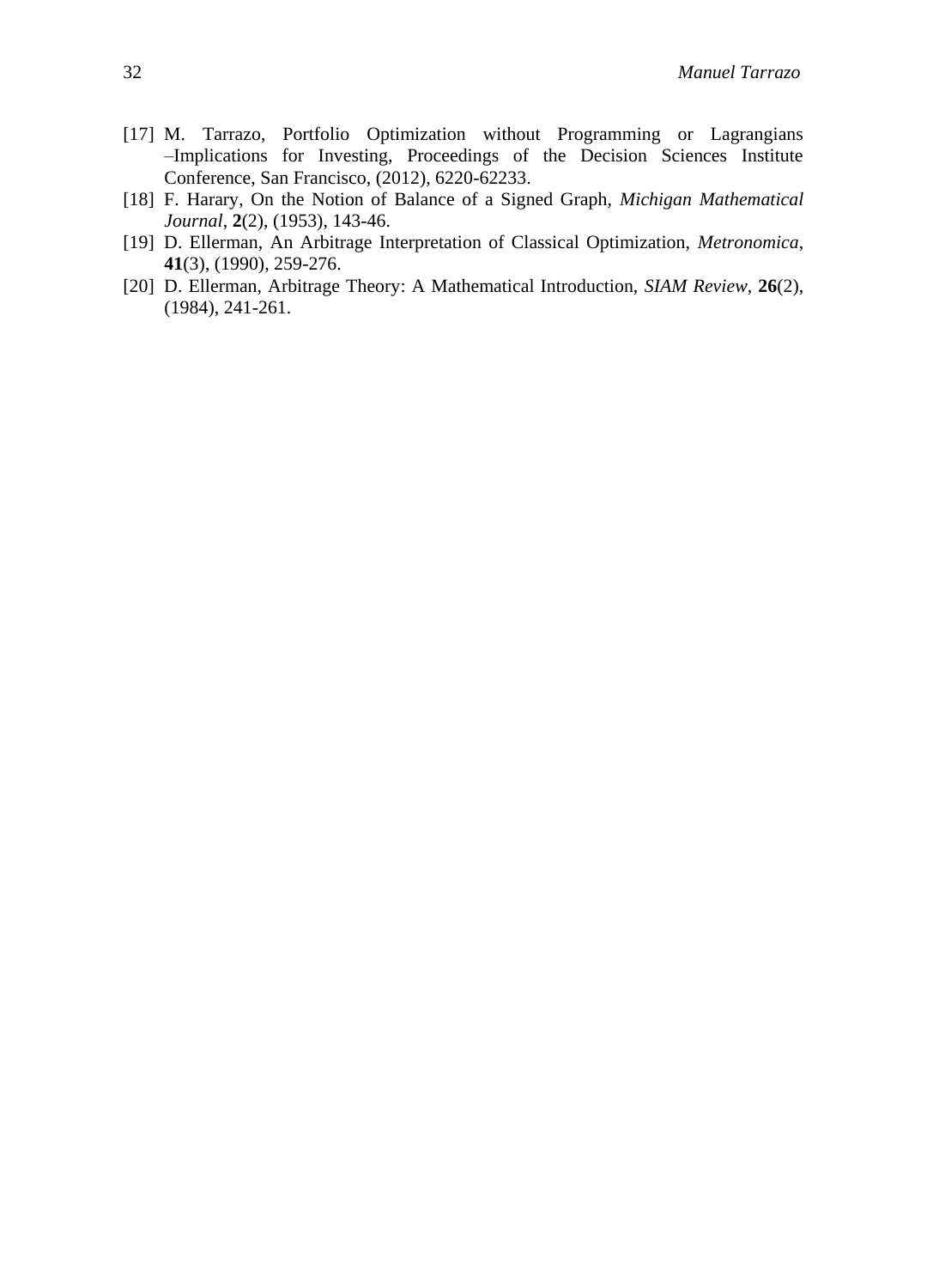[17] M. Tarrazo, Portfolio Optimization without Programming or Lagrangians –Implications for Investing, Proceedings of the Decision Sciences Institute Conference, San Francisco, (2012), 6220-62233.

[18] F. Harary, On the Notion of Balance of a Signed Graph, *Michigan Mathematical Journal*, **2**(2), (1953), 143-46.

[19] D. Ellerman, An Arbitrage Interpretation of Classical Optimization, *Metronomica*, **41**(3), (1990), 259-276.

[20] D. Ellerman, Arbitrage Theory: A Mathematical Introduction, *SIAM Review*, **26**(2), (1984), 241-261.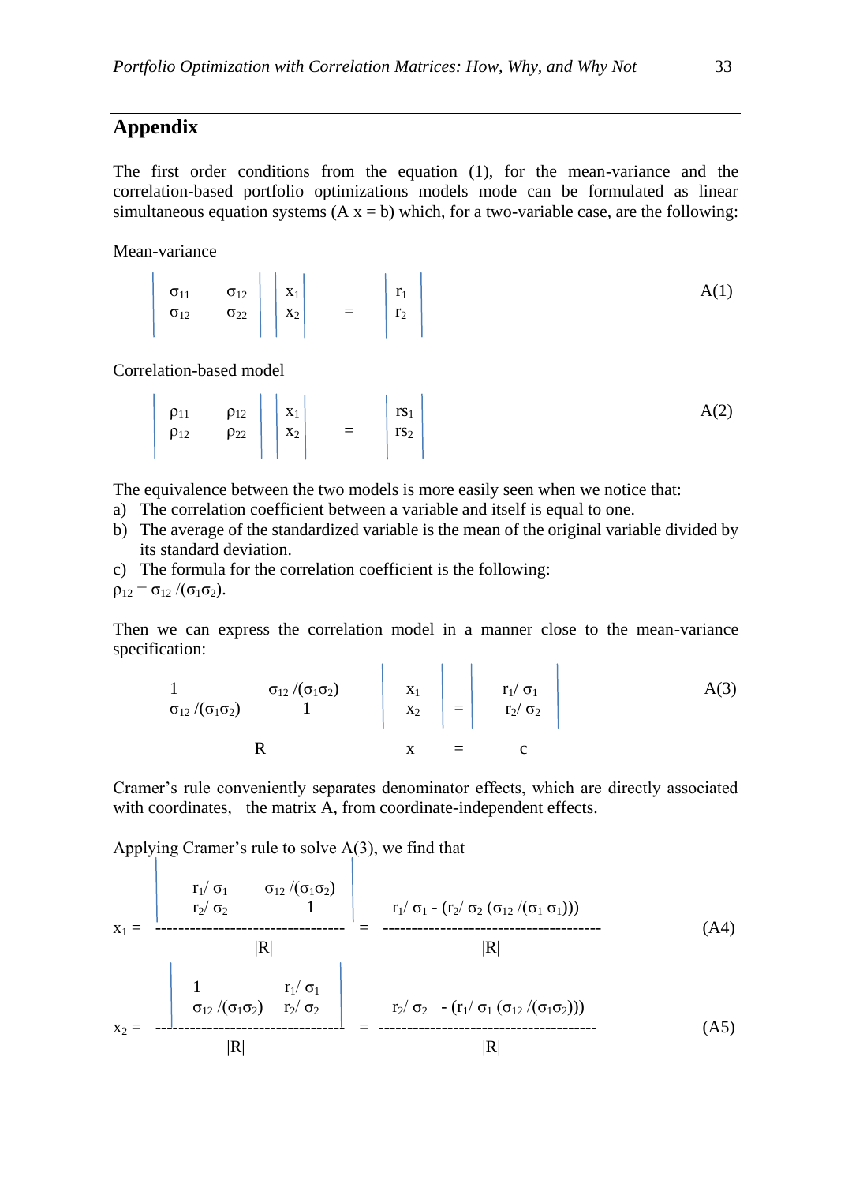## Appendix

The first order conditions from the equation (1), for the mean-variance and the correlation-based portfolio optimizations models mode can be formulated as linear simultaneous equation systems (A x = b) which, for a two-variable case, are the following:

Mean-variance

$$\begin{vmatrix} \sigma_{11} & \sigma_{12} \\ \sigma_{12} & \sigma_{22} \end{vmatrix} \begin{vmatrix} x_1 \\ x_2 \end{vmatrix} = \begin{vmatrix} r_1 \\ r_2 \end{vmatrix} \qquad \text{A(1)}$$

Correlation-based model

$$\begin{vmatrix} \rho_{11} & \rho_{12} \\ \rho_{12} & \rho_{22} \end{vmatrix} \begin{vmatrix} x_1 \\ x_2 \end{vmatrix} = \begin{vmatrix} rs_1 \\ rs_2 \end{vmatrix} \qquad \text{A(2)}$$

The equivalence between the two models is more easily seen when we notice that:

a) The correlation coefficient between a variable and itself is equal to one.
b) The average of the standardized variable is the mean of the original variable divided by its standard deviation.
c) The formula for the correlation coefficient is the following:

$\rho_{12} = \sigma_{12} /(\sigma_1\sigma_2)$.

Then we can express the correlation model in a manner close to the mean-variance specification:

$$\begin{matrix} 1 & \sigma_{12} /(\sigma_1\sigma_2) \\ \sigma_{12} /(\sigma_1\sigma_2) & 1 \end{matrix} \begin{vmatrix} x_1 \\ x_2 \end{vmatrix} = \begin{vmatrix} r_1/ \sigma_1 \\ r_2/ \sigma_2 \end{vmatrix} \qquad \text{A(3)}$$

$$R \qquad x \quad = \quad c$$

Cramer's rule conveniently separates denominator effects, which are directly associated with coordinates, the matrix A, from coordinate-independent effects.

Applying Cramer's rule to solve A(3), we find that

$$x_1 = \frac{\begin{vmatrix} r_1/ \sigma_1 & \sigma_{12} /(\sigma_1\sigma_2) \\ r_2/ \sigma_2 & 1 \end{vmatrix}}{|R|} = \frac{r_1/ \sigma_1 - (r_2/ \sigma_2 (\sigma_{12} /(\sigma_1 \sigma_1)))}{|R|} \qquad \text{(A4)}$$

$$x_2 = \frac{\begin{vmatrix} 1 & r_1/ \sigma_1 \\ \sigma_{12} /(\sigma_1\sigma_2) & r_2/ \sigma_2 \end{vmatrix}}{|R|} = \frac{r_2/ \sigma_2 - (r_1/ \sigma_1 (\sigma_{12} /(\sigma_1\sigma_2)))}{|R|} \qquad \text{(A5)}$$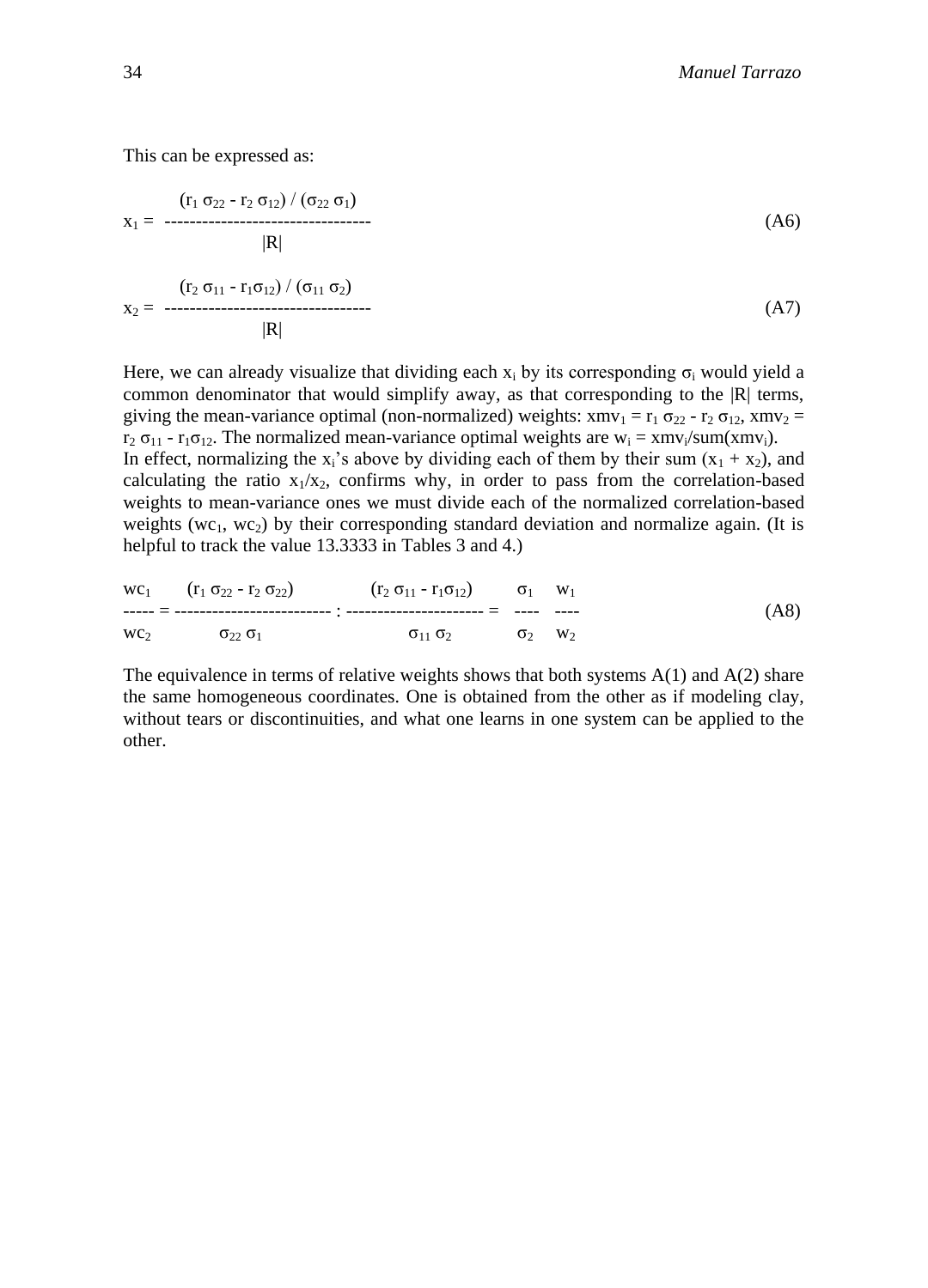This can be expressed as:

$$x_1 = \frac{(r_1\, \sigma_{22} - r_2\, \sigma_{12}) / (\sigma_{22}\, \sigma_1)}{|R|} \tag{A6}$$

$$x_2 = \frac{(r_2\, \sigma_{11} - r_1 \sigma_{12}) / (\sigma_{11}\, \sigma_2)}{|R|} \tag{A7}$$

Here, we can already visualize that dividing each $x_i$ by its corresponding $\sigma_i$ would yield a common denominator that would simplify away, as that corresponding to the $|R|$ terms, giving the mean-variance optimal (non-normalized) weights: $xmv_1 = r_1\, \sigma_{22} - r_2\, \sigma_{12}$, $xmv_2 = r_2\, \sigma_{11} - r_1\sigma_{12}$. The normalized mean-variance optimal weights are $w_i = xmv_i/\text{sum}(xmv_i)$.
In effect, normalizing the $x_i$'s above by dividing each of them by their sum ($x_1 + x_2$), and calculating the ratio $x_1/x_2$, confirms why, in order to pass from the correlation-based weights to mean-variance ones we must divide each of the normalized correlation-based weights ($wc_1$, $wc_2$) by their corresponding standard deviation and normalize again. (It is helpful to track the value 13.3333 in Tables 3 and 4.)

$$\frac{wc_1}{wc_2} = \frac{(r_1\, \sigma_{22} - r_2\, \sigma_{22})}{\sigma_{22}\, \sigma_1} : \frac{(r_2\, \sigma_{11} - r_1\sigma_{12})}{\sigma_{11}\, \sigma_2} = \frac{\sigma_1}{\sigma_2}\, \frac{w_1}{w_2} \tag{A8}$$

The equivalence in terms of relative weights shows that both systems A(1) and A(2) share the same homogeneous coordinates. One is obtained from the other as if modeling clay, without tears or discontinuities, and what one learns in one system can be applied to the other.